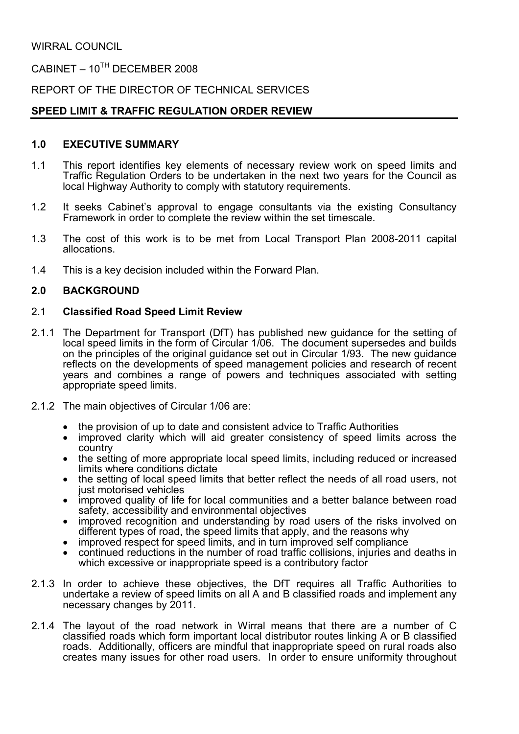WIRRAL COUNCIL

CABINET – 10TH DECEMBER 2008

REPORT OF THE DIRECTOR OF TECHNICAL SERVICES

**SPEED LIMIT & TRAFFIC REGULATION ORDER REVIEW**

## 1.0 EXECUTIVE SUMMARY

1.1 This report identifies key elements of necessary review work on speed limits and Traffic Regulation Orders to be undertaken in the next two years for the Council as local Highway Authority to comply with statutory requirements.

1.2 It seeks Cabinet's approval to engage consultants via the existing Consultancy Framework in order to complete the review within the set timescale.

1.3 The cost of this work is to be met from Local Transport Plan 2008-2011 capital allocations.

1.4 This is a key decision included within the Forward Plan.

## 2.0 BACKGROUND

### 2.1 Classified Road Speed Limit Review

2.1.1 The Department for Transport (DfT) has published new guidance for the setting of local speed limits in the form of Circular 1/06. The document supersedes and builds on the principles of the original guidance set out in Circular 1/93. The new guidance reflects on the developments of speed management policies and research of recent years and combines a range of powers and techniques associated with setting appropriate speed limits.

2.1.2 The main objectives of Circular 1/06 are:

- the provision of up to date and consistent advice to Traffic Authorities
- improved clarity which will aid greater consistency of speed limits across the country
- the setting of more appropriate local speed limits, including reduced or increased limits where conditions dictate
- the setting of local speed limits that better reflect the needs of all road users, not just motorised vehicles
- improved quality of life for local communities and a better balance between road safety, accessibility and environmental objectives
- improved recognition and understanding by road users of the risks involved on different types of road, the speed limits that apply, and the reasons why
- improved respect for speed limits, and in turn improved self compliance
- continued reductions in the number of road traffic collisions, injuries and deaths in which excessive or inappropriate speed is a contributory factor

2.1.3 In order to achieve these objectives, the DfT requires all Traffic Authorities to undertake a review of speed limits on all A and B classified roads and implement any necessary changes by 2011.

2.1.4 The layout of the road network in Wirral means that there are a number of C classified roads which form important local distributor routes linking A or B classified roads. Additionally, officers are mindful that inappropriate speed on rural roads also creates many issues for other road users. In order to ensure uniformity throughout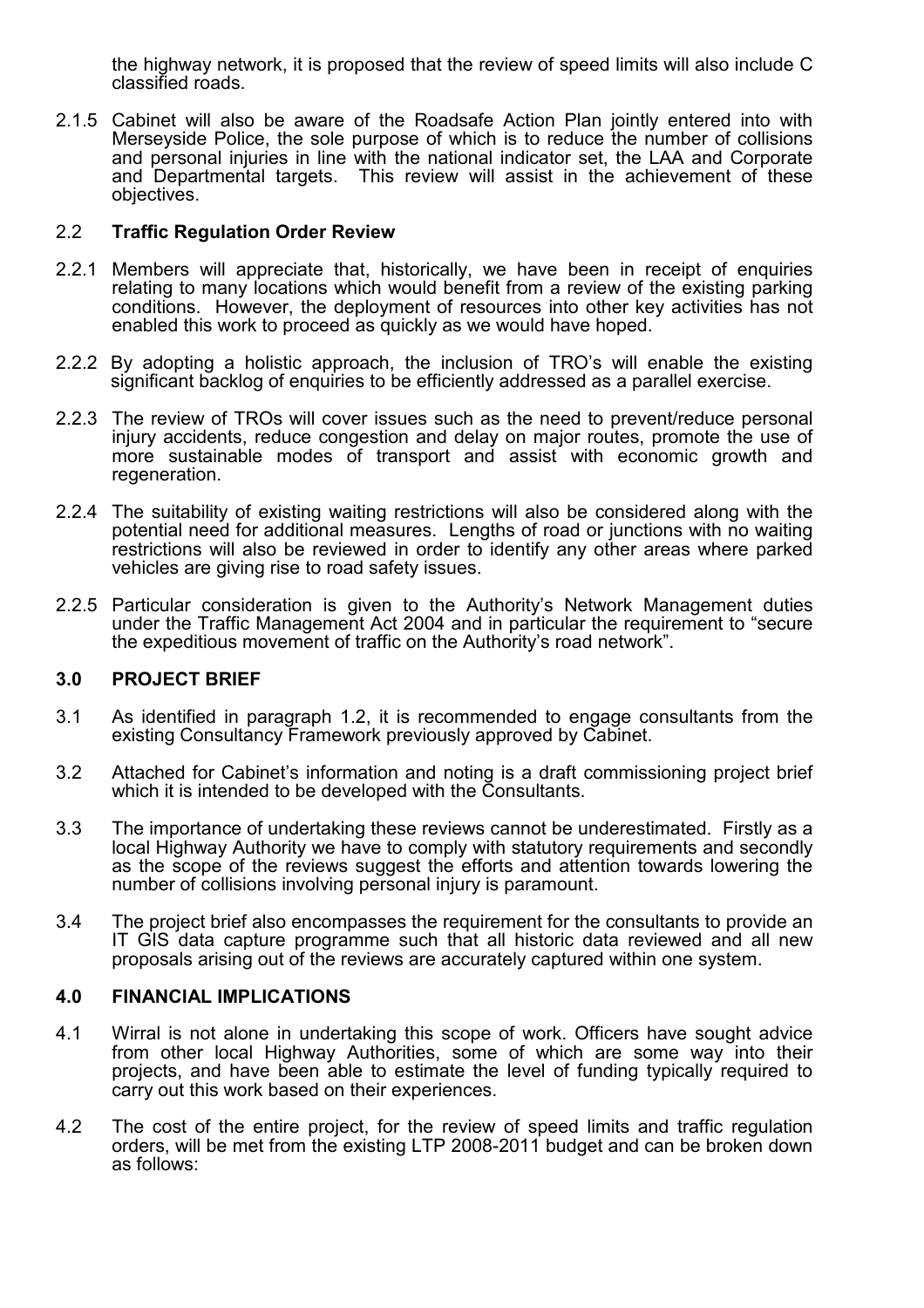the highway network, it is proposed that the review of speed limits will also include C classified roads.

2.1.5 Cabinet will also be aware of the Roadsafe Action Plan jointly entered into with Merseyside Police, the sole purpose of which is to reduce the number of collisions and personal injuries in line with the national indicator set, the LAA and Corporate and Departmental targets. This review will assist in the achievement of these objectives.

## 2.2 **Traffic Regulation Order Review**

2.2.1 Members will appreciate that, historically, we have been in receipt of enquiries relating to many locations which would benefit from a review of the existing parking conditions. However, the deployment of resources into other key activities has not enabled this work to proceed as quickly as we would have hoped.

2.2.2 By adopting a holistic approach, the inclusion of TRO's will enable the existing significant backlog of enquiries to be efficiently addressed as a parallel exercise.

2.2.3 The review of TROs will cover issues such as the need to prevent/reduce personal injury accidents, reduce congestion and delay on major routes, promote the use of more sustainable modes of transport and assist with economic growth and regeneration.

2.2.4 The suitability of existing waiting restrictions will also be considered along with the potential need for additional measures. Lengths of road or junctions with no waiting restrictions will also be reviewed in order to identify any other areas where parked vehicles are giving rise to road safety issues.

2.2.5 Particular consideration is given to the Authority's Network Management duties under the Traffic Management Act 2004 and in particular the requirement to "secure the expeditious movement of traffic on the Authority's road network".

## 3.0 **PROJECT BRIEF**

3.1 As identified in paragraph 1.2, it is recommended to engage consultants from the existing Consultancy Framework previously approved by Cabinet.

3.2 Attached for Cabinet's information and noting is a draft commissioning project brief which it is intended to be developed with the Consultants.

3.3 The importance of undertaking these reviews cannot be underestimated. Firstly as a local Highway Authority we have to comply with statutory requirements and secondly as the scope of the reviews suggest the efforts and attention towards lowering the number of collisions involving personal injury is paramount.

3.4 The project brief also encompasses the requirement for the consultants to provide an IT GIS data capture programme such that all historic data reviewed and all new proposals arising out of the reviews are accurately captured within one system.

## 4.0 **FINANCIAL IMPLICATIONS**

4.1 Wirral is not alone in undertaking this scope of work. Officers have sought advice from other local Highway Authorities, some of which are some way into their projects, and have been able to estimate the level of funding typically required to carry out this work based on their experiences.

4.2 The cost of the entire project, for the review of speed limits and traffic regulation orders, will be met from the existing LTP 2008-2011 budget and can be broken down as follows: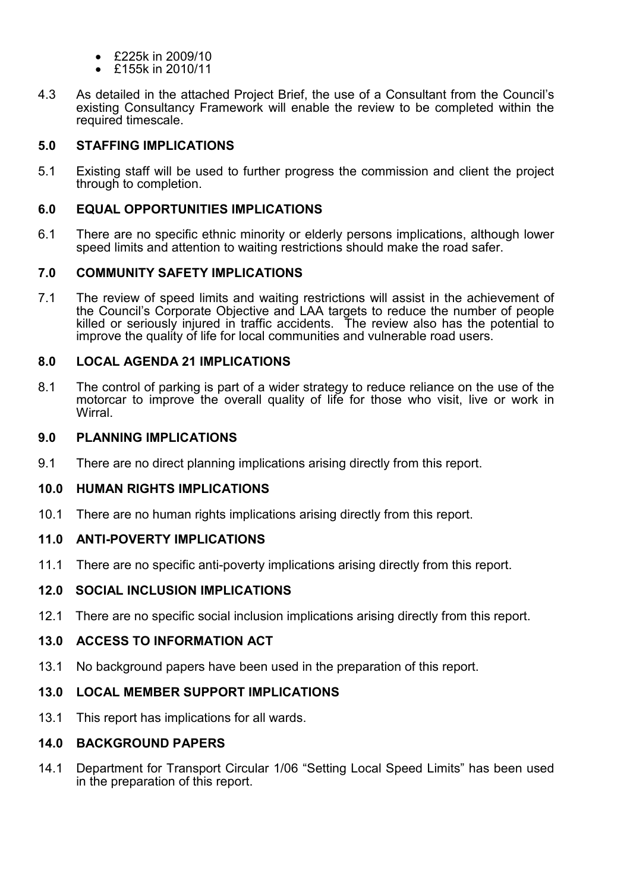- £225k in 2009/10
- £155k in 2010/11

4.3 As detailed in the attached Project Brief, the use of a Consultant from the Council's existing Consultancy Framework will enable the review to be completed within the required timescale.

## 5.0 STAFFING IMPLICATIONS

5.1 Existing staff will be used to further progress the commission and client the project through to completion.

## 6.0 EQUAL OPPORTUNITIES IMPLICATIONS

6.1 There are no specific ethnic minority or elderly persons implications, although lower speed limits and attention to waiting restrictions should make the road safer.

## 7.0 COMMUNITY SAFETY IMPLICATIONS

7.1 The review of speed limits and waiting restrictions will assist in the achievement of the Council's Corporate Objective and LAA targets to reduce the number of people killed or seriously injured in traffic accidents. The review also has the potential to improve the quality of life for local communities and vulnerable road users.

## 8.0 LOCAL AGENDA 21 IMPLICATIONS

8.1 The control of parking is part of a wider strategy to reduce reliance on the use of the motorcar to improve the overall quality of life for those who visit, live or work in Wirral.

## 9.0 PLANNING IMPLICATIONS

9.1 There are no direct planning implications arising directly from this report.

## 10.0 HUMAN RIGHTS IMPLICATIONS

10.1 There are no human rights implications arising directly from this report.

## 11.0 ANTI-POVERTY IMPLICATIONS

11.1 There are no specific anti-poverty implications arising directly from this report.

## 12.0 SOCIAL INCLUSION IMPLICATIONS

12.1 There are no specific social inclusion implications arising directly from this report.

## 13.0 ACCESS TO INFORMATION ACT

13.1 No background papers have been used in the preparation of this report.

## 13.0 LOCAL MEMBER SUPPORT IMPLICATIONS

13.1 This report has implications for all wards.

## 14.0 BACKGROUND PAPERS

14.1 Department for Transport Circular 1/06 "Setting Local Speed Limits" has been used in the preparation of this report.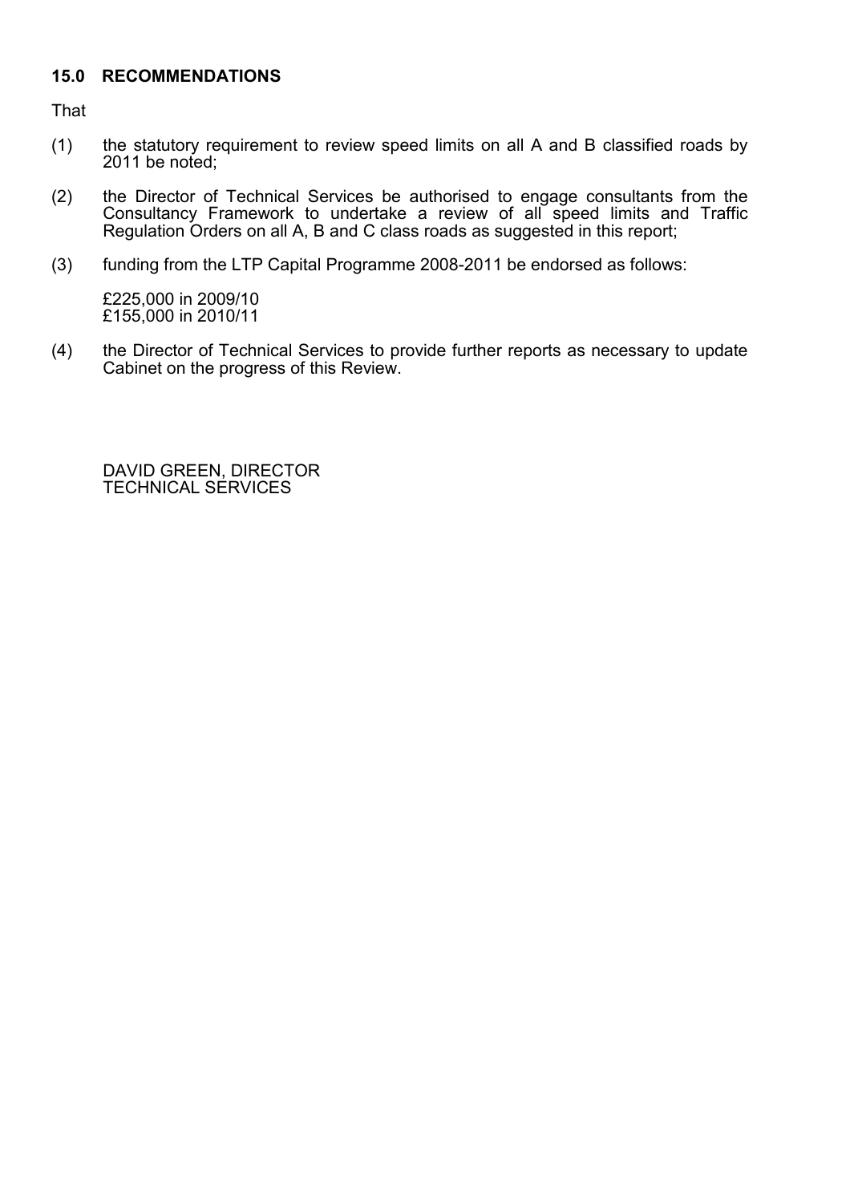## 15.0 RECOMMENDATIONS

That

(1) the statutory requirement to review speed limits on all A and B classified roads by 2011 be noted;

(2) the Director of Technical Services be authorised to engage consultants from the Consultancy Framework to undertake a review of all speed limits and Traffic Regulation Orders on all A, B and C class roads as suggested in this report;

(3) funding from the LTP Capital Programme 2008-2011 be endorsed as follows:

£225,000 in 2009/10
£155,000 in 2010/11

(4) the Director of Technical Services to provide further reports as necessary to update Cabinet on the progress of this Review.

DAVID GREEN, DIRECTOR
TECHNICAL SERVICES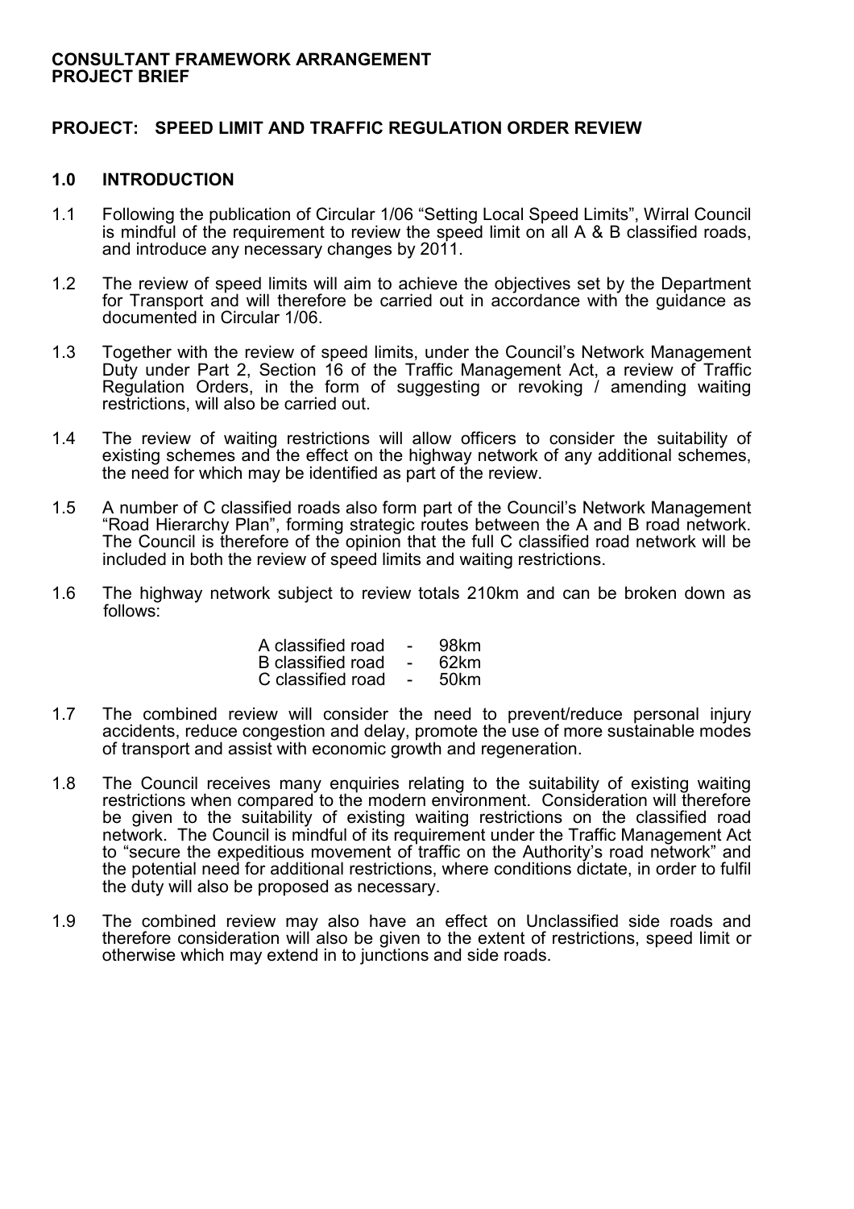**CONSULTANT FRAMEWORK ARRANGEMENT**
**PROJECT BRIEF**

## PROJECT: SPEED LIMIT AND TRAFFIC REGULATION ORDER REVIEW

### 1.0 INTRODUCTION

1.1 Following the publication of Circular 1/06 "Setting Local Speed Limits", Wirral Council is mindful of the requirement to review the speed limit on all A & B classified roads, and introduce any necessary changes by 2011.

1.2 The review of speed limits will aim to achieve the objectives set by the Department for Transport and will therefore be carried out in accordance with the guidance as documented in Circular 1/06.

1.3 Together with the review of speed limits, under the Council's Network Management Duty under Part 2, Section 16 of the Traffic Management Act, a review of Traffic Regulation Orders, in the form of suggesting or revoking / amending waiting restrictions, will also be carried out.

1.4 The review of waiting restrictions will allow officers to consider the suitability of existing schemes and the effect on the highway network of any additional schemes, the need for which may be identified as part of the review.

1.5 A number of C classified roads also form part of the Council's Network Management "Road Hierarchy Plan", forming strategic routes between the A and B road network. The Council is therefore of the opinion that the full C classified road network will be included in both the review of speed limits and waiting restrictions.

1.6 The highway network subject to review totals 210km and can be broken down as follows:

| | | |
|---|---|---|
| A classified road | - | 98km |
| B classified road | - | 62km |
| C classified road | - | 50km |

1.7 The combined review will consider the need to prevent/reduce personal injury accidents, reduce congestion and delay, promote the use of more sustainable modes of transport and assist with economic growth and regeneration.

1.8 The Council receives many enquiries relating to the suitability of existing waiting restrictions when compared to the modern environment. Consideration will therefore be given to the suitability of existing waiting restrictions on the classified road network. The Council is mindful of its requirement under the Traffic Management Act to "secure the expeditious movement of traffic on the Authority's road network" and the potential need for additional restrictions, where conditions dictate, in order to fulfil the duty will also be proposed as necessary.

1.9 The combined review may also have an effect on Unclassified side roads and therefore consideration will also be given to the extent of restrictions, speed limit or otherwise which may extend in to junctions and side roads.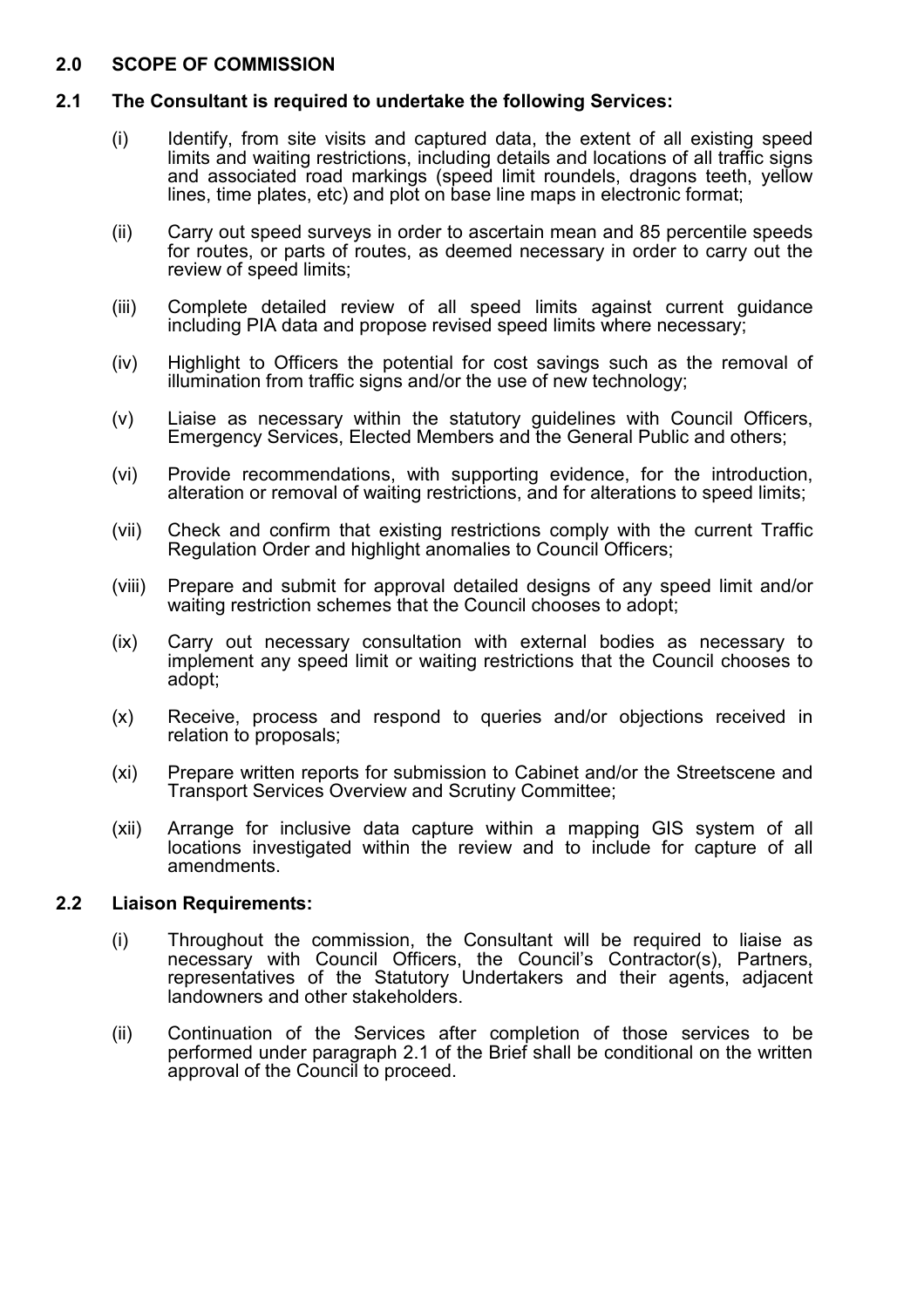## 2.0 SCOPE OF COMMISSION

### 2.1 The Consultant is required to undertake the following Services:

(i) Identify, from site visits and captured data, the extent of all existing speed limits and waiting restrictions, including details and locations of all traffic signs and associated road markings (speed limit roundels, dragons teeth, yellow lines, time plates, etc) and plot on base line maps in electronic format;

(ii) Carry out speed surveys in order to ascertain mean and 85 percentile speeds for routes, or parts of routes, as deemed necessary in order to carry out the review of speed limits;

(iii) Complete detailed review of all speed limits against current guidance including PIA data and propose revised speed limits where necessary;

(iv) Highlight to Officers the potential for cost savings such as the removal of illumination from traffic signs and/or the use of new technology;

(v) Liaise as necessary within the statutory guidelines with Council Officers, Emergency Services, Elected Members and the General Public and others;

(vi) Provide recommendations, with supporting evidence, for the introduction, alteration or removal of waiting restrictions, and for alterations to speed limits;

(vii) Check and confirm that existing restrictions comply with the current Traffic Regulation Order and highlight anomalies to Council Officers;

(viii) Prepare and submit for approval detailed designs of any speed limit and/or waiting restriction schemes that the Council chooses to adopt;

(ix) Carry out necessary consultation with external bodies as necessary to implement any speed limit or waiting restrictions that the Council chooses to adopt;

(x) Receive, process and respond to queries and/or objections received in relation to proposals;

(xi) Prepare written reports for submission to Cabinet and/or the Streetscene and Transport Services Overview and Scrutiny Committee;

(xii) Arrange for inclusive data capture within a mapping GIS system of all locations investigated within the review and to include for capture of all amendments.

### 2.2 Liaison Requirements:

(i) Throughout the commission, the Consultant will be required to liaise as necessary with Council Officers, the Council's Contractor(s), Partners, representatives of the Statutory Undertakers and their agents, adjacent landowners and other stakeholders.

(ii) Continuation of the Services after completion of those services to be performed under paragraph 2.1 of the Brief shall be conditional on the written approval of the Council to proceed.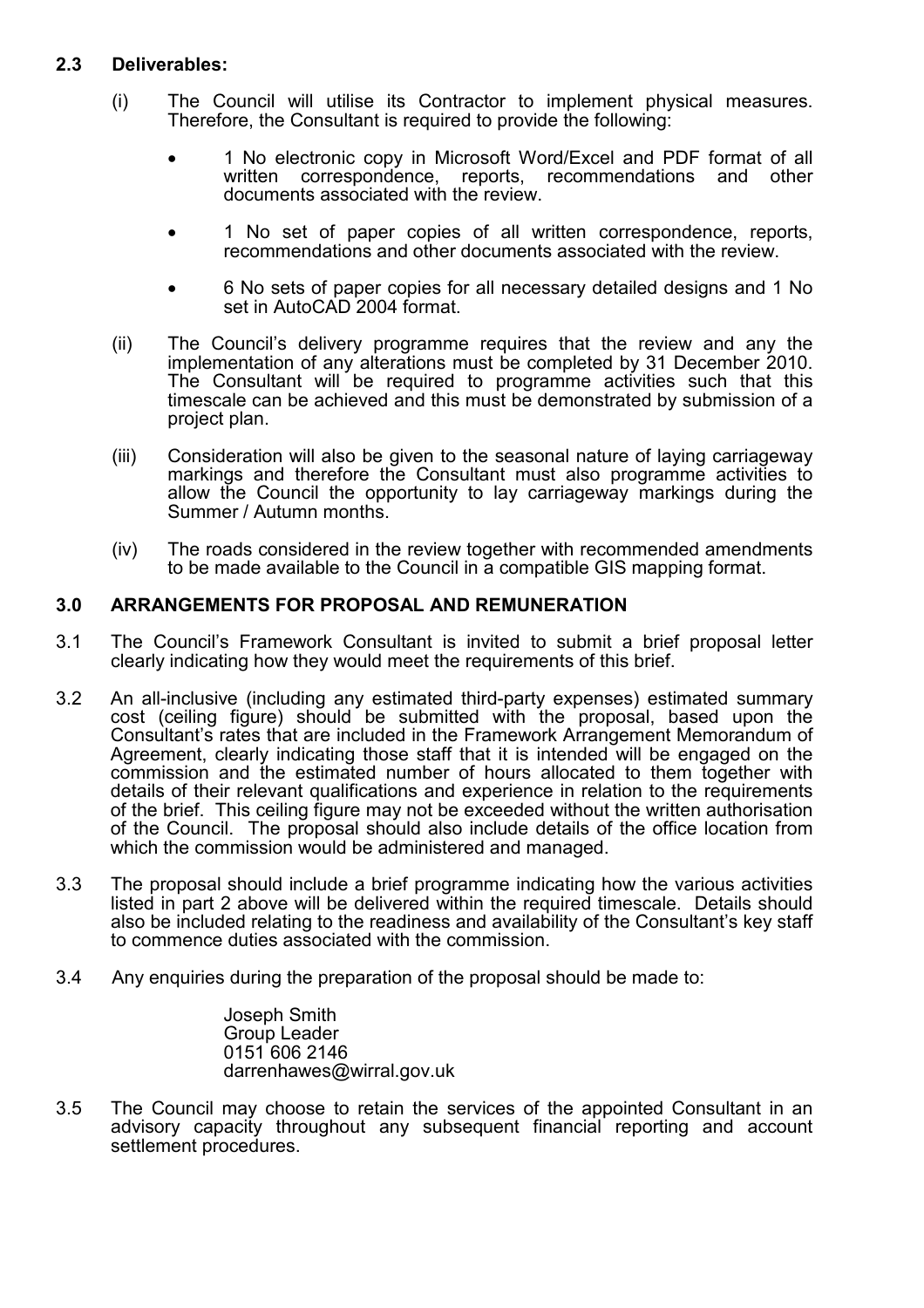### 2.3 Deliverables:

(i) The Council will utilise its Contractor to implement physical measures. Therefore, the Consultant is required to provide the following:

- 1 No electronic copy in Microsoft Word/Excel and PDF format of all written correspondence, reports, recommendations and other documents associated with the review.
- 1 No set of paper copies of all written correspondence, reports, recommendations and other documents associated with the review.
- 6 No sets of paper copies for all necessary detailed designs and 1 No set in AutoCAD 2004 format.

(ii) The Council's delivery programme requires that the review and any the implementation of any alterations must be completed by 31 December 2010. The Consultant will be required to programme activities such that this timescale can be achieved and this must be demonstrated by submission of a project plan.

(iii) Consideration will also be given to the seasonal nature of laying carriageway markings and therefore the Consultant must also programme activities to allow the Council the opportunity to lay carriageway markings during the Summer / Autumn months.

(iv) The roads considered in the review together with recommended amendments to be made available to the Council in a compatible GIS mapping format.

## 3.0 ARRANGEMENTS FOR PROPOSAL AND REMUNERATION

3.1 The Council's Framework Consultant is invited to submit a brief proposal letter clearly indicating how they would meet the requirements of this brief.

3.2 An all-inclusive (including any estimated third-party expenses) estimated summary cost (ceiling figure) should be submitted with the proposal, based upon the Consultant's rates that are included in the Framework Arrangement Memorandum of Agreement, clearly indicating those staff that it is intended will be engaged on the commission and the estimated number of hours allocated to them together with details of their relevant qualifications and experience in relation to the requirements of the brief. This ceiling figure may not be exceeded without the written authorisation of the Council. The proposal should also include details of the office location from which the commission would be administered and managed.

3.3 The proposal should include a brief programme indicating how the various activities listed in part 2 above will be delivered within the required timescale. Details should also be included relating to the readiness and availability of the Consultant's key staff to commence duties associated with the commission.

3.4 Any enquiries during the preparation of the proposal should be made to:

Joseph Smith
Group Leader
0151 606 2146
darrenhawes@wirral.gov.uk

3.5 The Council may choose to retain the services of the appointed Consultant in an advisory capacity throughout any subsequent financial reporting and account settlement procedures.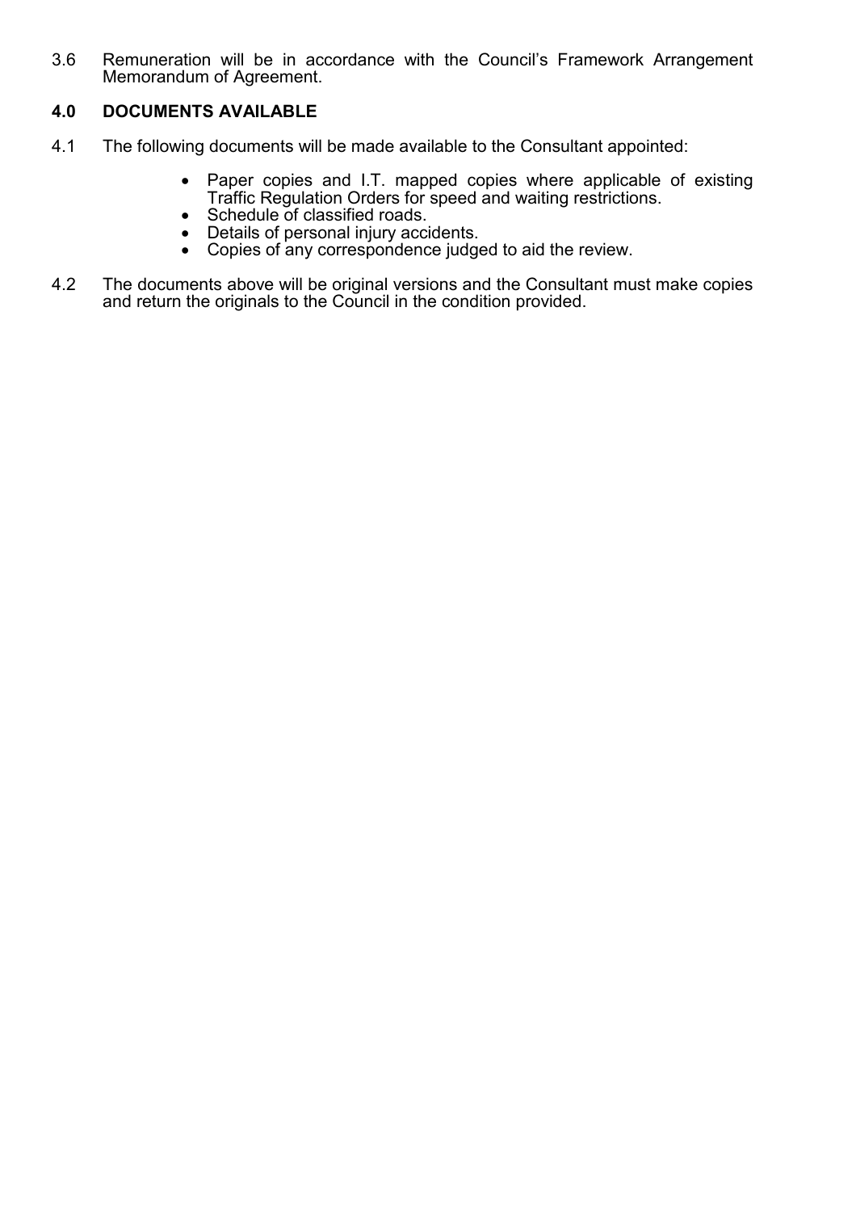3.6 Remuneration will be in accordance with the Council's Framework Arrangement Memorandum of Agreement.

## 4.0 DOCUMENTS AVAILABLE

4.1 The following documents will be made available to the Consultant appointed:

- Paper copies and I.T. mapped copies where applicable of existing Traffic Regulation Orders for speed and waiting restrictions.
- Schedule of classified roads.
- Details of personal injury accidents.
- Copies of any correspondence judged to aid the review.

4.2 The documents above will be original versions and the Consultant must make copies and return the originals to the Council in the condition provided.